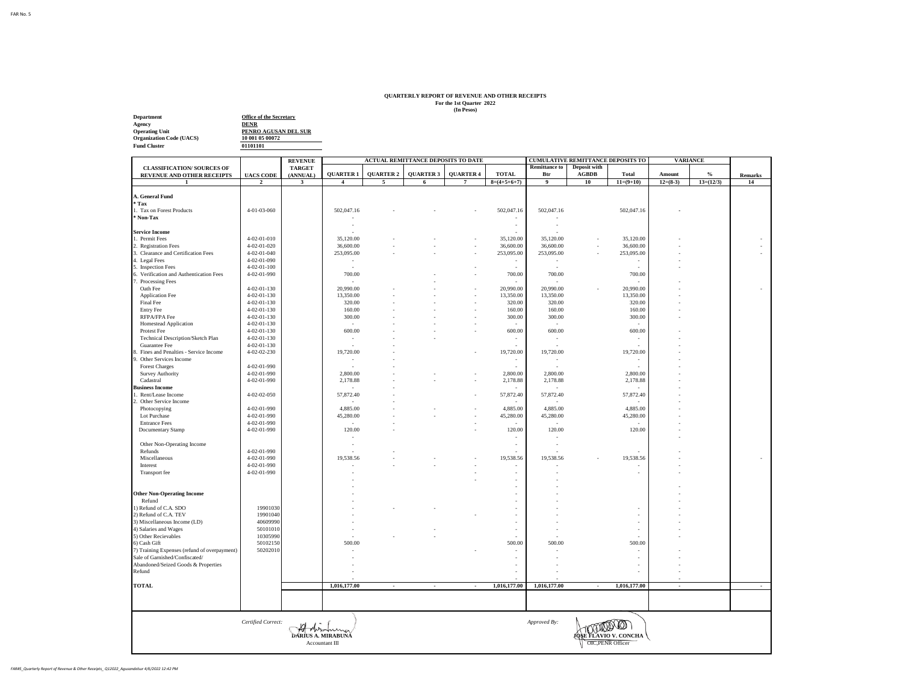FAR No. 5

**QUARTERLY REPORT OF REVENUE AND OTHER RECEIPTS**
**For the 1st Quarter 2022**
**(In Pesos)**

**Department** Office of the Secretary
**Agency** DENR
**Operating Unit** PENRO AGUSAN DEL SUR
**Organization Code (UACS)** 10 001 05 00072
**Fund Cluster** 01101101

| CLASSIFICATION/ SOURCES OF REVENUE AND OTHER RECEIPTS | UACS CODE | REVENUE TARGET (ANNUAL) | ACTUAL REMITTANCE DEPOSITS TO DATE | | | | | CUMULATIVE REMITTANCE DEPOSITS TO | | | VARIANCE | | Remarks |
|---|---|---|---|---|---|---|---|---|---|---|---|---|---|
| | | | QUARTER 1 | QUARTER 2 | QUARTER 3 | QUARTER 4 | TOTAL | Remittance to Btr | Deposit with AGBDB | Total | Amount | % | |
| 1 | 2 | 3 | 4 | 5 | 6 | 7 | 8=(4+5+6+7) | 9 | 10 | 11=(9+10) | 12=(8-3) | 13=(12/3) | 14 |
| **A. General Fund** | | | | | | | | | | | | | |
| *** Tax** | | | | | | | | | | | | | |
| 1. Tax on Forest Products | 4-01-03-060 | | 502,047.16 | - | - | - | 502,047.16 | 502,047.16 | | 502,047.16 | - | | |
| *** Non-Tax** | | | - | | | | - | - | | | | | |
| | | | - | | | | - | - | | | | | |
| **Service Income** | | | - | | | | - | - | | | | | |
| 1. Permit Fees | 4-02-01-010 | | 35,120.00 | - | - | - | 35,120.00 | 35,120.00 | - | 35,120.00 | - | | - |
| 2. Registration Fees | 4-02-01-020 | | 36,600.00 | - | - | - | 36,600.00 | 36,600.00 | - | 36,600.00 | - | | - |
| 3. Clearance and Certification Fees | 4-02-01-040 | | 253,095.00 | - | - | - | 253,095.00 | 253,095.00 | - | 253,095.00 | - | | - |
| 4. Legal Fees | 4-02-01-090 | | - | | | | - | - | | - | - | | |
| 5. Inspection Fees | 4-02-01-100 | | - | | | - | - | - | | - | - | | |
| 6. Verification and Authentication Fees | 4-02-01-990 | | 700.00 | | - | - | 700.00 | 700.00 | | 700.00 | | | |
| 7. Processing Fees | | | - | | - | | - | - | | - | - | | |
| Oath Fee | 4-02-01-130 | | 20,990.00 | - | - | - | 20,990.00 | 20,990.00 | - | 20,990.00 | - | | - |
| Application Fee | 4-02-01-130 | | 13,350.00 | - | - | - | 13,350.00 | 13,350.00 | | 13,350.00 | - | | |
| Final Fee | 4-02-01-130 | | 320.00 | - | - | - | 320.00 | 320.00 | | 320.00 | - | | |
| Entry Fee | 4-02-01-130 | | 160.00 | - | - | - | 160.00 | 160.00 | | 160.00 | - | | |
| RFPA/FPA Fee | 4-02-01-130 | | 300.00 | - | - | - | 300.00 | 300.00 | | 300.00 | - | | |
| Homestead Application | 4-02-01-130 | | - | - | - | - | - | - | | - | | | |
| Protest Fee | 4-02-01-130 | | 600.00 | - | - | - | 600.00 | 600.00 | | 600.00 | - | | |
| Technical Description/Sketch Plan | 4-02-01-130 | | - | - | - | | - | - | | - | - | | |
| Guarantee Fee | 4-02-01-130 | | - | - | | | - | - | | - | - | | |
| 8. Fines and Penalties - Service Income | 4-02-02-230 | | 19,720.00 | - | | - | 19,720.00 | 19,720.00 | | 19,720.00 | - | | |
| 9. Other Services Income | | | - | - | | | - | - | | - | - | | |
| Forest Charges | 4-02-01-990 | | - | - | | | - | - | | - | - | | |
| Survey Authority | 4-02-01-990 | | 2,800.00 | - | | - | 2,800.00 | 2,800.00 | | 2,800.00 | - | | |
| Cadastral | 4-02-01-990 | | 2,178.88 | - | - | - | 2,178.88 | 2,178.88 | | 2,178.88 | - | | |
| **Business Income** | | | - | - | | | - | - | | - | - | | |
| 1. Rent/Lease Income | 4-02-02-050 | | 57,872.40 | - | | - | 57,872.40 | 57,872.40 | | 57,872.40 | - | | |
| 2. Other Service Income | | | - | - | | | - | - | | - | - | | |
| Photocopying | 4-02-01-990 | | 4,885.00 | - | | - | 4,885.00 | 4,885.00 | | 4,885.00 | - | | |
| Lot Purchase | 4-02-01-990 | | 45,280.00 | - | - | - | 45,280.00 | 45,280.00 | | 45,280.00 | - | | |
| Entrance Fees | 4-02-01-990 | | - | - | | - | - | - | | - | - | | |
| Documentary Stamp | 4-02-01-990 | | 120.00 | - | | - | 120.00 | 120.00 | | 120.00 | - | | |
| | | | - | | | | - | - | | | - | | |
| Other Non-Operating Income | | | - | | | | - | - | | | | | |
| Refunds | 4-02-01-990 | | - | - | | | - | - | | - | - | | |
| Miscellaneous | 4-02-01-990 | | 19,538.56 | - | - | - | 19,538.56 | 19,538.56 | - | 19,538.56 | - | | - |
| Interest | 4-02-01-990 | | - | - | - | - | - | - | | - | - | | |
| Transport fee | 4-02-01-990 | | - | | | - | - | - | | - | - | | |
| | | | - | | | - | - | - | | | | | |
| | | | - | | | | - | - | | | - | | |
| **Other Non-Operating Income** | | | - | | | | - | - | | | - | | |
| Refund | | | - | | | | - | - | | | - | | |
| 1) Refund of C.A. SDO | 19901030 | | - | - | - | | - | - | | - | - | | |
| 2) Refund of C.A. TEV | 19901040 | | - | | | - | - | - | | - | - | | |
| 3) Miscellaneous Income (LD) | 40609990 | | - | | | | - | - | | - | - | | |
| 4) Salaries and Wages | 50101010 | | - | | - | | - | - | | - | - | | |
| 5) Other Recievables | 10305990 | | - | - | - | | - | - | | - | - | | |
| 6) Cash Gift | 50102150 | | 500.00 | | | | 500.00 | 500.00 | | 500.00 | | | |
| 7) Training Expenses (refund of overpayment) | 50202010 | | - | | | - | - | - | | - | - | | |
| Sale of Garnished/Confiscated/ | | | - | | | | - | - | | - | - | | |
| Abandoned/Seized Goods & Properties | | | - | | | | - | - | | - | - | | |
| Refund | | | - | | | | - | - | | - | - | | |
| | | | - | | | | - | - | | | - | | |
| **TOTAL** | | | **1,016,177.00** | **-** | **-** | **-** | **1,016,177.00** | **1,016,177.00** | **-** | **1,016,177.00** | **-** | | **-** |

*Certified Correct:*

**DARIUS A. MIRABUNA**
Accountant III

*Approved By:*

**JOSE FLAVIO V. CONCHA**
OIC,PENR Officer

FAR#5_Quarterly Report of Revenue & Other Receipts_Q12022_Agusandelsur 4/6/2022 12:42 PM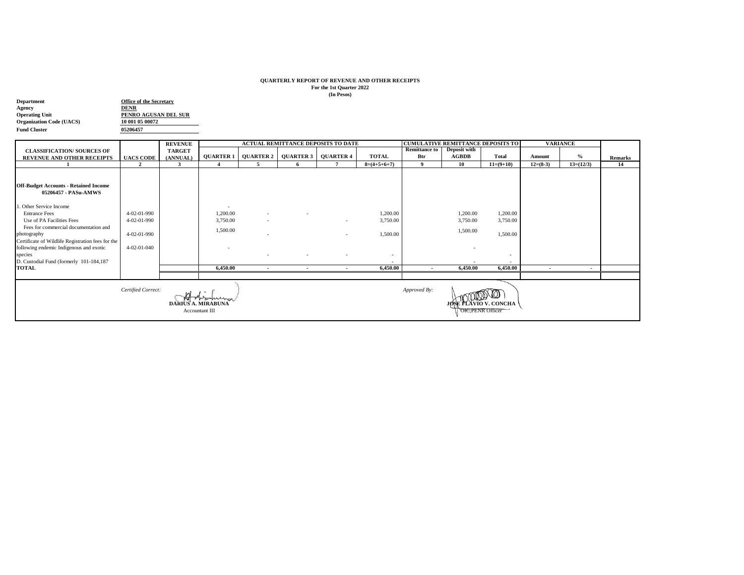**QUARTERLY REPORT OF REVENUE AND OTHER RECEIPTS**
**For the 1st Quarter 2022**
**(In Pesos)**

**Department** Office of the Secretary
**Agency** DENR
**Operating Unit** PENRO AGUSAN DEL SUR
**Organization Code (UACS)** 10 001 05 00072
**Fund Cluster** 05206457

| CLASSIFICATION/ SOURCES OF REVENUE AND OTHER RECEIPTS | UACS CODE | REVENUE TARGET (ANNUAL) | ACTUAL REMITTANCE DEPOSITS TO DATE | | | | | CUMULATIVE REMITTANCE DEPOSITS TO | | | VARIANCE | | Remarks |
|---|---|---|---|---|---|---|---|---|---|---|---|---|---|
| | | | QUARTER 1 | QUARTER 2 | QUARTER 3 | QUARTER 4 | TOTAL | Remittance to Btr | Deposit with AGBDB | Total | Amount | % | |
| 1 | 2 | 3 | 4 | 5 | 6 | 7 | 8=(4+5+6+7) | 9 | 10 | 11=(9+10) | 12=(8-3) | 13=(12/3) | 14 |
| **Off-Budget Accounts - Retained Income 05206457 - PASu-AMWS** | | | | | | | | | | | | | |
| 1. Other Service Income | | | - | | | | | | | | | | |
| Entrance Fees | 4-02-01-990 | | 1,200.00 | - | - | | 1,200.00 | | 1,200.00 | 1,200.00 | | | |
| Use of PA Facilities Fees | 4-02-01-990 | | 3,750.00 | - | | - | 3,750.00 | | 3,750.00 | 3,750.00 | | | |
| Fees for commercial documentation and photography | 4-02-01-990 | | 1,500.00 | - | | - | 1,500.00 | | 1,500.00 | 1,500.00 | | | |
| Certificate of Wildlife Registration fees for the following endemic Indigenous and exotic species | 4-02-01-040 | | - | - | - | - | - | | - | - | | | |
| D. Custodial Fund (formerly 101-184,187 | | | | | | | - | | - | - | | | |
| **TOTAL** | | | **6,450.00** | **-** | **-** | **-** | **6,450.00** | **-** | **6,450.00** | **6,450.00** | **-** | **-** | |

*Certified Correct:*

**DARIUS A. MIRABUNA**
Accountant III

*Approved By:*

**JOSE FLAVIO V. CONCHA**
OIC,PENR Officer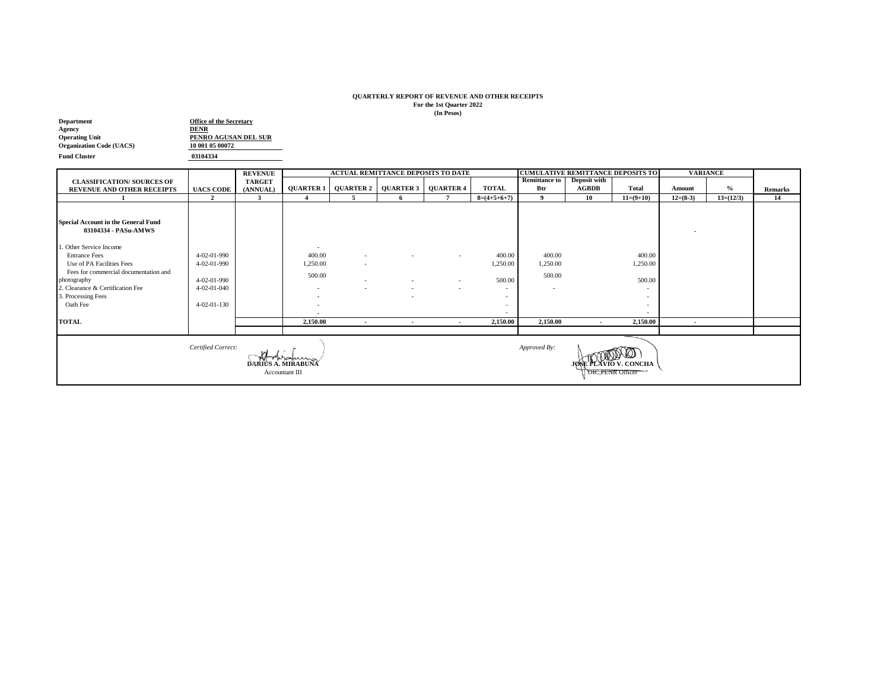**QUARTERLY REPORT OF REVENUE AND OTHER RECEIPTS**
**For the 1st Quarter 2022**
**(In Pesos)**

**Department** Office of the Secretary
**Agency** DENR
**Operating Unit** PENRO AGUSAN DEL SUR
**Organization Code (UACS)** 10 001 05 00072
**Fund Cluster** 03104334

| CLASSIFICATION/ SOURCES OF REVENUE AND OTHER RECEIPTS | UACS CODE | REVENUE TARGET (ANNUAL) | ACTUAL REMITTANCE DEPOSITS TO DATE | | | | | CUMULATIVE REMITTANCE DEPOSITS TO | | | VARIANCE | | Remarks |
|---|---|---|---|---|---|---|---|---|---|---|---|---|---|
| | | | QUARTER 1 | QUARTER 2 | QUARTER 3 | QUARTER 4 | TOTAL | Remittance to Btr | Deposit with AGBDB | Total | Amount | % | |
| 1 | 2 | 3 | 4 | 5 | 6 | 7 | 8=(4+5+6+7) | 9 | 10 | 11=(9+10) | 12=(8-3) | 13=(12/3) | 14 |
| **Special Account in the General Fund 03104334 - PASu-AMWS** | | | | | | | | | | | - | | |
| 1. Other Service Income | | | - | | | | | | | | | | |
| Entrance Fees | 4-02-01-990 | | 400.00 | - | - | - | 400.00 | 400.00 | | 400.00 | | | |
| Use of PA Facilities Fees | 4-02-01-990 | | 1,250.00 | - | | | 1,250.00 | 1,250.00 | | 1,250.00 | | | |
| Fees for commercial documentation and photography | 4-02-01-990 | | 500.00 | - | - | - | 500.00 | 500.00 | | 500.00 | | | |
| 2. Clearance & Certification Fee | 4-02-01-040 | | - | - | - | - | - | - | | - | | | |
| 3. Processing Fees | | | - | | - | | - | | | - | | | |
| Oath Fee | 4-02-01-130 | | - | | | | - | | | - | | | |
| | | | - | | | | - | | | - | | | |
| **TOTAL** | | | **2,150.00** | **-** | **-** | **-** | **2,150.00** | **2,150.00** | **-** | **2,150.00** | **-** | | |

*Certified Correct:*

**DARIUS A. MIRABUNA**
Accountant III

*Approved By:*

**JOSE FLAVIO V. CONCHA**
OIC,PENR Officer